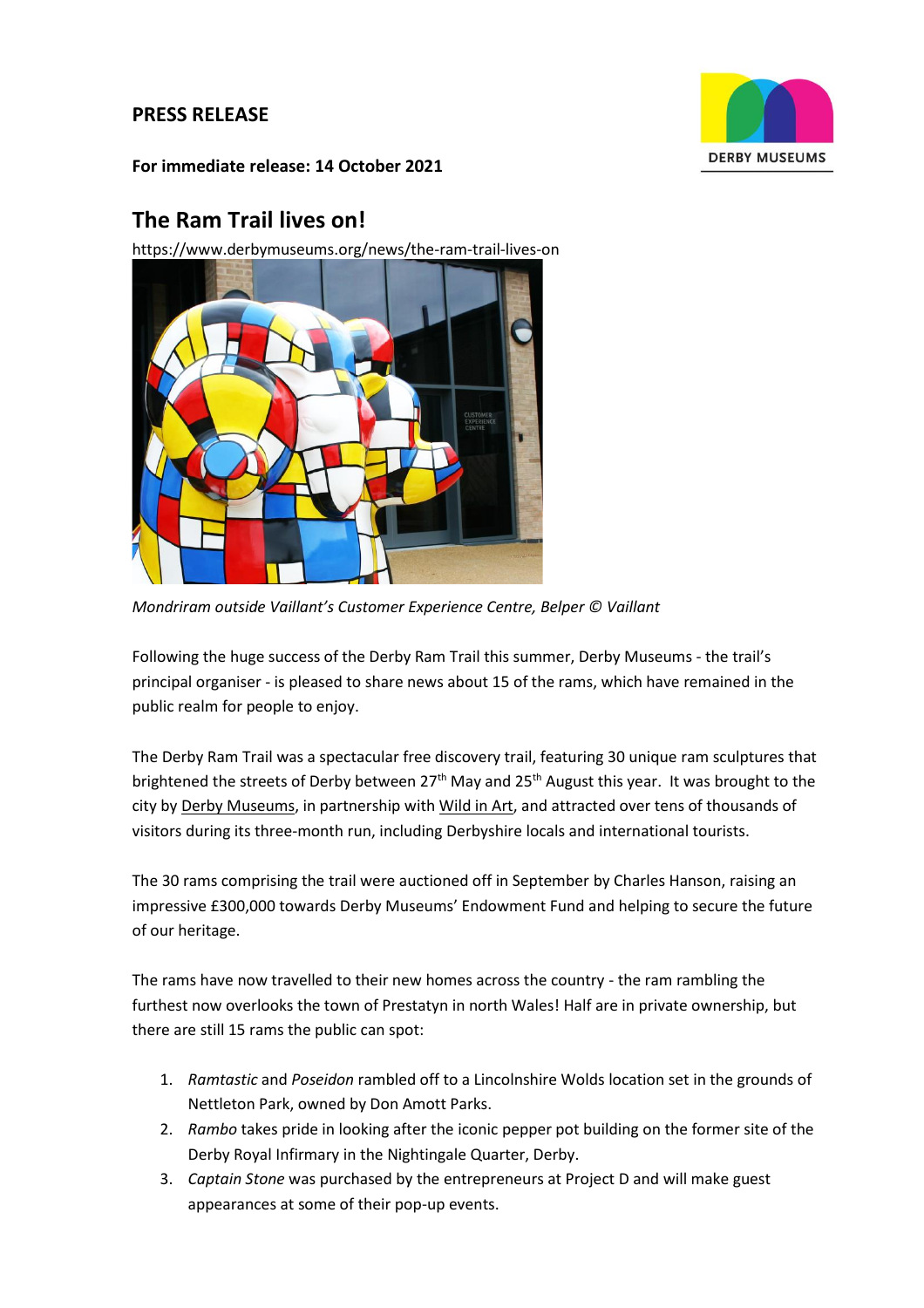**PRESS RELEASE**

**For immediate release: 14 October 2021**

## The Ram Trail lives on!

https://www.derbymuseums.org/news/the-ram-trail-lives-on

*Mondriram outside Vaillant's Customer Experience Centre, Belper © Vaillant*

Following the huge success of the Derby Ram Trail this summer, Derby Museums - the trail's principal organiser - is pleased to share news about 15 of the rams, which have remained in the public realm for people to enjoy.

The Derby Ram Trail was a spectacular free discovery trail, featuring 30 unique ram sculptures that brightened the streets of Derby between 27th May and 25th August this year. It was brought to the city by Derby Museums, in partnership with Wild in Art, and attracted over tens of thousands of visitors during its three-month run, including Derbyshire locals and international tourists.

The 30 rams comprising the trail were auctioned off in September by Charles Hanson, raising an impressive £300,000 towards Derby Museums' Endowment Fund and helping to secure the future of our heritage.

The rams have now travelled to their new homes across the country - the ram rambling the furthest now overlooks the town of Prestatyn in north Wales! Half are in private ownership, but there are still 15 rams the public can spot:

1. *Ramtastic* and *Poseidon* rambled off to a Lincolnshire Wolds location set in the grounds of Nettleton Park, owned by Don Amott Parks.
2. *Rambo* takes pride in looking after the iconic pepper pot building on the former site of the Derby Royal Infirmary in the Nightingale Quarter, Derby.
3. *Captain Stone* was purchased by the entrepreneurs at Project D and will make guest appearances at some of their pop-up events.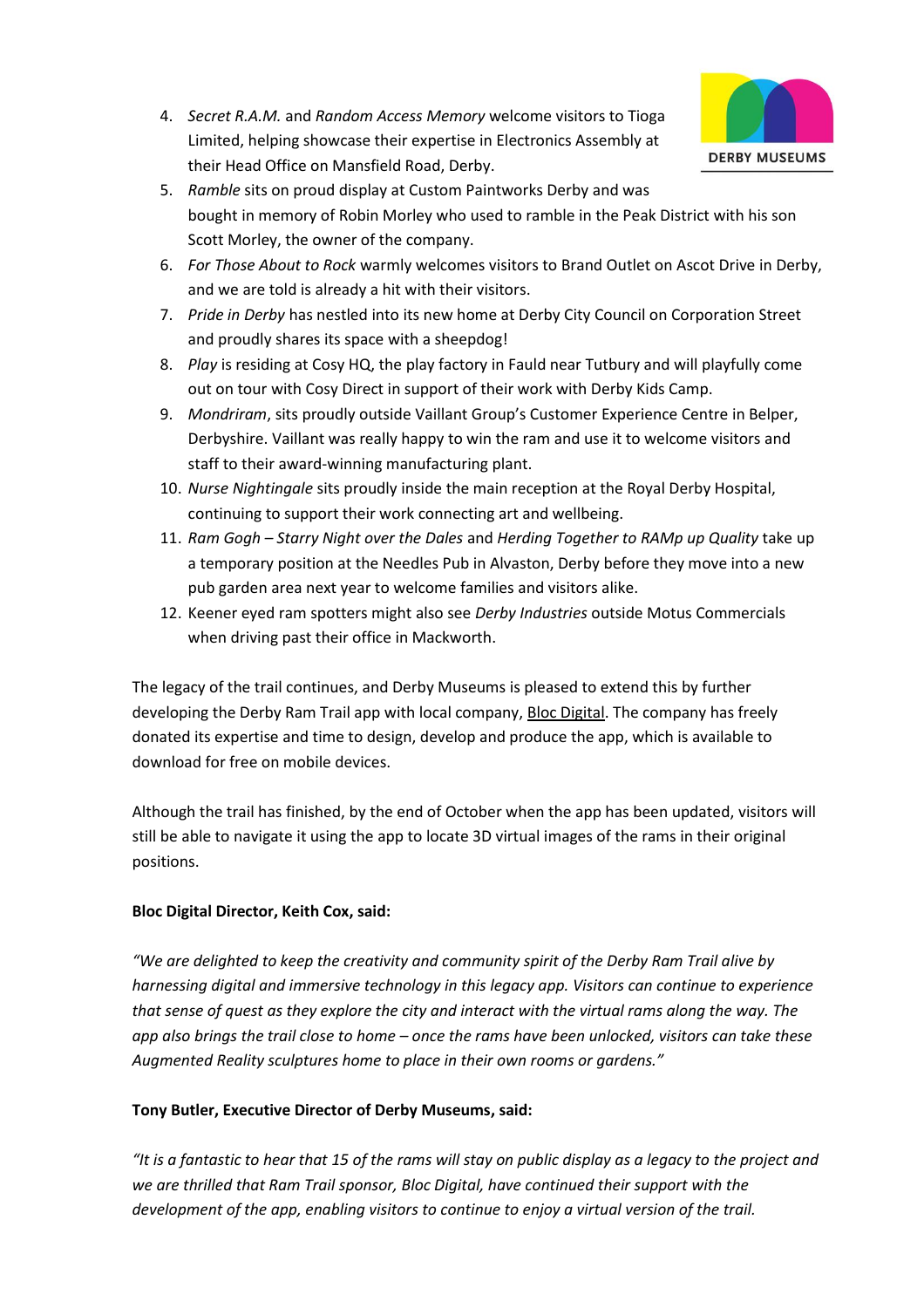4. *Secret R.A.M.* and *Random Access Memory* welcome visitors to Tioga Limited, helping showcase their expertise in Electronics Assembly at their Head Office on Mansfield Road, Derby.
5. *Ramble* sits on proud display at Custom Paintworks Derby and was bought in memory of Robin Morley who used to ramble in the Peak District with his son Scott Morley, the owner of the company.
6. *For Those About to Rock* warmly welcomes visitors to Brand Outlet on Ascot Drive in Derby, and we are told is already a hit with their visitors.
7. *Pride in Derby* has nestled into its new home at Derby City Council on Corporation Street and proudly shares its space with a sheepdog!
8. *Play* is residing at Cosy HQ, the play factory in Fauld near Tutbury and will playfully come out on tour with Cosy Direct in support of their work with Derby Kids Camp.
9. *Mondriram*, sits proudly outside Vaillant Group's Customer Experience Centre in Belper, Derbyshire. Vaillant was really happy to win the ram and use it to welcome visitors and staff to their award-winning manufacturing plant.
10. *Nurse Nightingale* sits proudly inside the main reception at the Royal Derby Hospital, continuing to support their work connecting art and wellbeing.
11. *Ram Gogh – Starry Night over the Dales* and *Herding Together to RAMp up Quality* take up a temporary position at the Needles Pub in Alvaston, Derby before they move into a new pub garden area next year to welcome families and visitors alike.
12. Keener eyed ram spotters might also see *Derby Industries* outside Motus Commercials when driving past their office in Mackworth.

The legacy of the trail continues, and Derby Museums is pleased to extend this by further developing the Derby Ram Trail app with local company, Bloc Digital. The company has freely donated its expertise and time to design, develop and produce the app, which is available to download for free on mobile devices.

Although the trail has finished, by the end of October when the app has been updated, visitors will still be able to navigate it using the app to locate 3D virtual images of the rams in their original positions.

**Bloc Digital Director, Keith Cox, said:**

*"We are delighted to keep the creativity and community spirit of the Derby Ram Trail alive by harnessing digital and immersive technology in this legacy app. Visitors can continue to experience that sense of quest as they explore the city and interact with the virtual rams along the way. The app also brings the trail close to home – once the rams have been unlocked, visitors can take these Augmented Reality sculptures home to place in their own rooms or gardens."*

**Tony Butler, Executive Director of Derby Museums, said:**

*"It is a fantastic to hear that 15 of the rams will stay on public display as a legacy to the project and we are thrilled that Ram Trail sponsor, Bloc Digital, have continued their support with the development of the app, enabling visitors to continue to enjoy a virtual version of the trail.*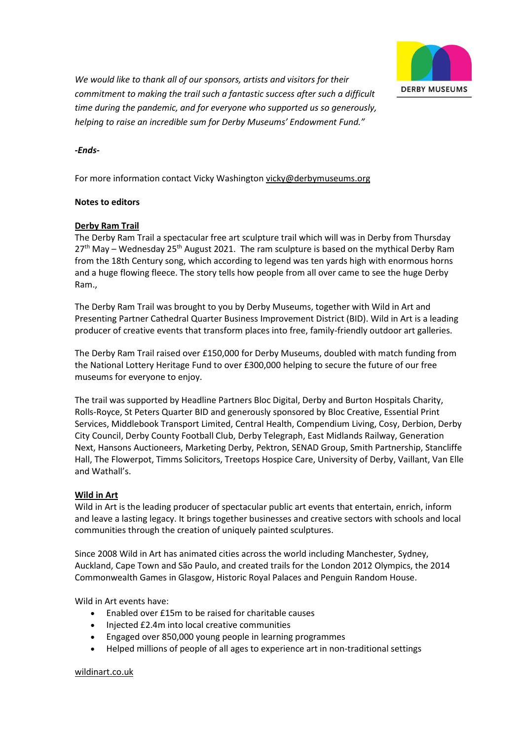*We would like to thank all of our sponsors, artists and visitors for their commitment to making the trail such a fantastic success after such a difficult time during the pandemic, and for everyone who supported us so generously, helping to raise an incredible sum for Derby Museums' Endowment Fund."*

***-Ends-***

For more information contact Vicky Washington vicky@derbymuseums.org

**Notes to editors**

**Derby Ram Trail**

The Derby Ram Trail a spectacular free art sculpture trail which will was in Derby from Thursday 27th May – Wednesday 25th August 2021. The ram sculpture is based on the mythical Derby Ram from the 18th Century song, which according to legend was ten yards high with enormous horns and a huge flowing fleece. The story tells how people from all over came to see the huge Derby Ram.,

The Derby Ram Trail was brought to you by Derby Museums, together with Wild in Art and Presenting Partner Cathedral Quarter Business Improvement District (BID). Wild in Art is a leading producer of creative events that transform places into free, family-friendly outdoor art galleries.

The Derby Ram Trail raised over £150,000 for Derby Museums, doubled with match funding from the National Lottery Heritage Fund to over £300,000 helping to secure the future of our free museums for everyone to enjoy.

The trail was supported by Headline Partners Bloc Digital, Derby and Burton Hospitals Charity, Rolls-Royce, St Peters Quarter BID and generously sponsored by Bloc Creative, Essential Print Services, Middlebook Transport Limited, Central Health, Compendium Living, Cosy, Derbion, Derby City Council, Derby County Football Club, Derby Telegraph, East Midlands Railway, Generation Next, Hansons Auctioneers, Marketing Derby, Pektron, SENAD Group, Smith Partnership, Stancliffe Hall, The Flowerpot, Timms Solicitors, Treetops Hospice Care, University of Derby, Vaillant, Van Elle and Wathall's.

**Wild in Art**

Wild in Art is the leading producer of spectacular public art events that entertain, enrich, inform and leave a lasting legacy. It brings together businesses and creative sectors with schools and local communities through the creation of uniquely painted sculptures.

Since 2008 Wild in Art has animated cities across the world including Manchester, Sydney, Auckland, Cape Town and São Paulo, and created trails for the London 2012 Olympics, the 2014 Commonwealth Games in Glasgow, Historic Royal Palaces and Penguin Random House.

Wild in Art events have:

- Enabled over £15m to be raised for charitable causes
- Injected £2.4m into local creative communities
- Engaged over 850,000 young people in learning programmes
- Helped millions of people of all ages to experience art in non-traditional settings

wildinart.co.uk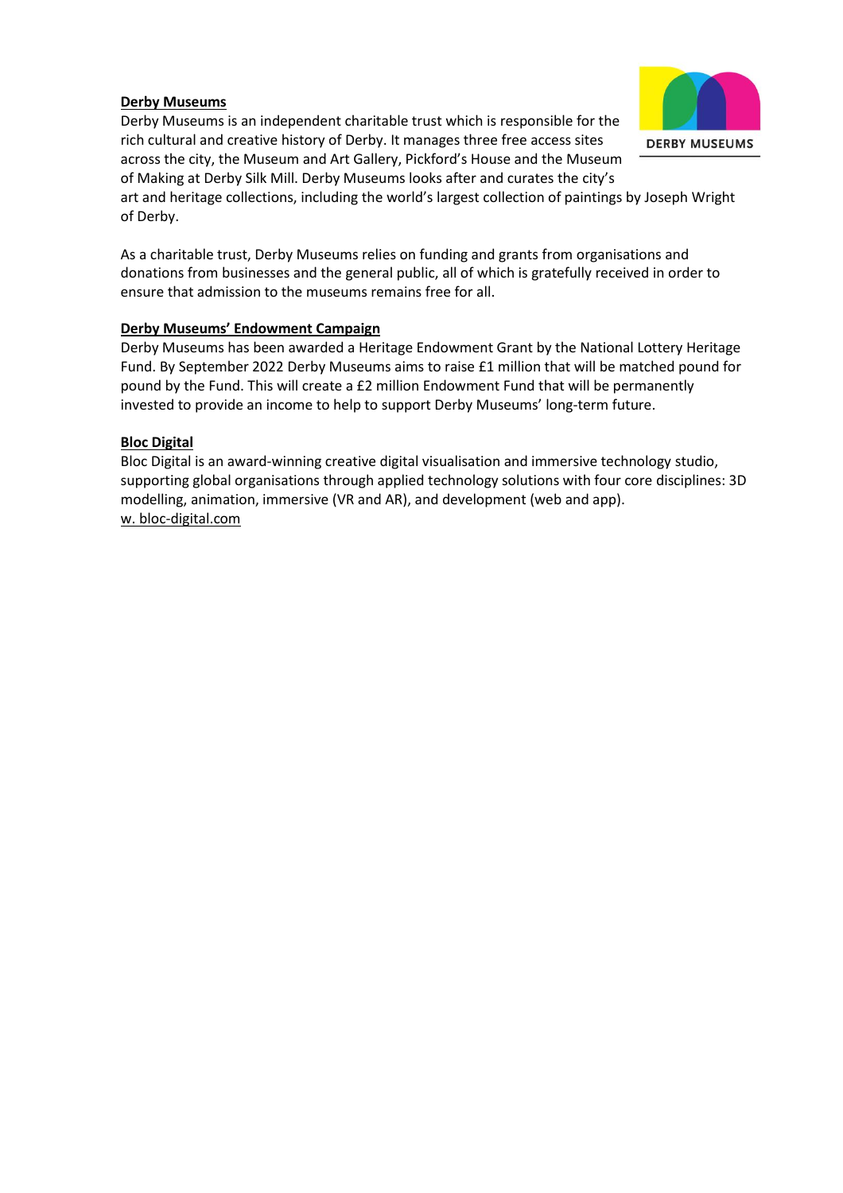**Derby Museums**

Derby Museums is an independent charitable trust which is responsible for the rich cultural and creative history of Derby. It manages three free access sites across the city, the Museum and Art Gallery, Pickford's House and the Museum of Making at Derby Silk Mill. Derby Museums looks after and curates the city's art and heritage collections, including the world's largest collection of paintings by Joseph Wright of Derby.

As a charitable trust, Derby Museums relies on funding and grants from organisations and donations from businesses and the general public, all of which is gratefully received in order to ensure that admission to the museums remains free for all.

**Derby Museums' Endowment Campaign**

Derby Museums has been awarded a Heritage Endowment Grant by the National Lottery Heritage Fund. By September 2022 Derby Museums aims to raise £1 million that will be matched pound for pound by the Fund. This will create a £2 million Endowment Fund that will be permanently invested to provide an income to help to support Derby Museums' long-term future.

**Bloc Digital**

Bloc Digital is an award-winning creative digital visualisation and immersive technology studio, supporting global organisations through applied technology solutions with four core disciplines: 3D modelling, animation, immersive (VR and AR), and development (web and app).
w. bloc-digital.com